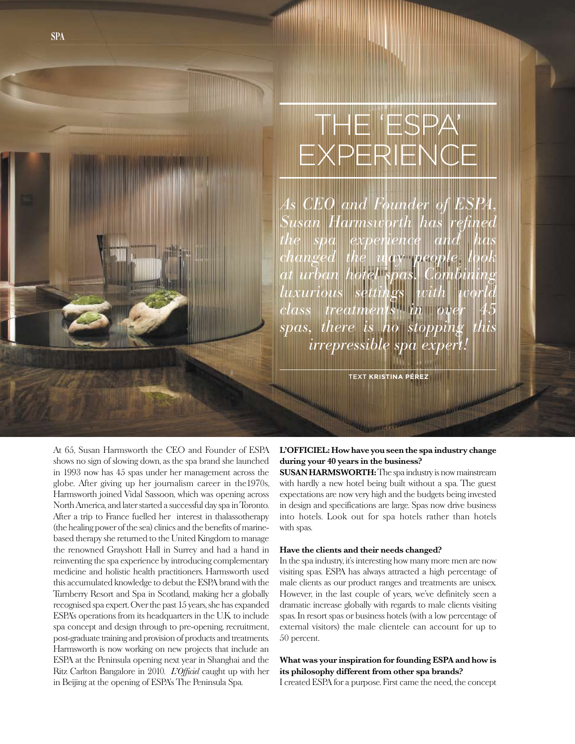# THE 'ESPA' EXPERIENCE

*As CEO and Founder of ESPA, Susan Harmsworth has refined the spa experience and has changed the way people look at urban hotel spas. Combining luxurious settings with world class treatments in over 45 spas, there is no stopping this irrepressible spa expert!*

TEXT **KRISTINA PÉREZ**

At 65, Susan Harmsworth the CEO and Founder of ESPA shows no sign of slowing down, as the spa brand she launched in 1993 now has 45 spas under her management across the globe. After giving up her journalism career in the1970s, Harmsworth joined Vidal Sassoon, which was opening across North America, and later started a successful day spa in Toronto. After a trip to France fuelled her interest in thalassotherapy (the healing power of the sea) clinics and the benefits of marine-based therapy she returned to the United Kingdom to manage the renowned Grayshott Hall in Surrey and had a hand in reinventing the spa experience by introducing complementary medicine and holistic health practitioners. Harmsworth used this accumulated knowledge to debut the ESPA brand with the Turnberry Resort and Spa in Scotland, making her a globally recognised spa expert. Over the past 15 years, she has expanded ESPA's operations from its headquarters in the U.K. to include spa concept and design through to pre-opening, recruitment, post-graduate training and provision of products and treatments. Harmsworth is now working on new projects that include an ESPA at the Peninsula opening next year in Shanghai and the Ritz Carlton Bangalore in 2010. *L'Officiel* caught up with her in Beijing at the opening of ESPA's The Peninsula Spa.

**L'OFFICIEL: How have you seen the spa industry change during your 40 years in the business?**

**SUSAN HARMSWORTH:** The spa industry is now mainstream with hardly a new hotel being built without a spa. The guest expectations are now very high and the budgets being invested in design and specifications are large. Spas now drive business into hotels. Look out for spa hotels rather than hotels with spas.

**Have the clients and their needs changed?**

In the spa industry, it's interesting how many more men are now visiting spas. ESPA has always attracted a high percentage of male clients as our product ranges and treatments are unisex. However, in the last couple of years, we've definitely seen a dramatic increase globally with regards to male clients visiting spas. In resort spas or business hotels (with a low percentage of external visitors) the male clientele can account for up to 50 percent.

**What was your inspiration for founding ESPA and how is its philosophy different from other spa brands?**

I created ESPA for a purpose. First came the need, the concept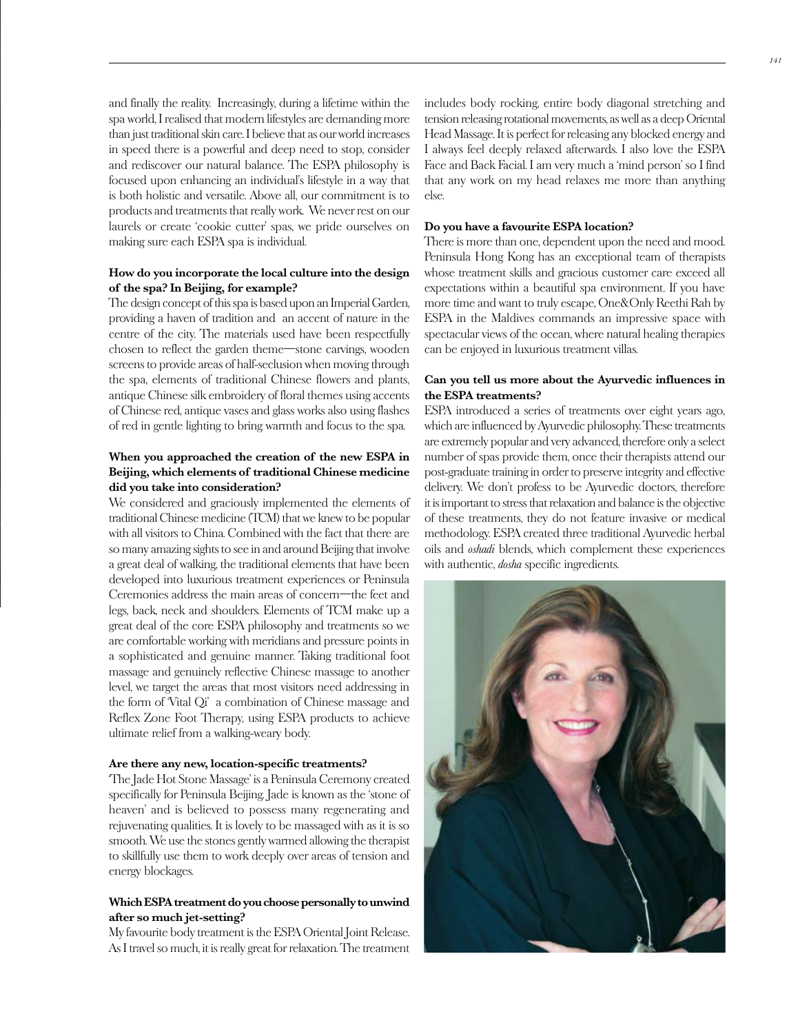and finally the reality. Increasingly, during a lifetime within the spa world, I realised that modern lifestyles are demanding more than just traditional skin care. I believe that as our world increases in speed there is a powerful and deep need to stop, consider and rediscover our natural balance. The ESPA philosophy is focused upon enhancing an individual's lifestyle in a way that is both holistic and versatile. Above all, our commitment is to products and treatments that really work. We never rest on our laurels or create 'cookie cutter' spas, we pride ourselves on making sure each ESPA spa is individual.

**How do you incorporate the local culture into the design of the spa? In Beijing, for example?**

The design concept of this spa is based upon an Imperial Garden, providing a haven of tradition and an accent of nature in the centre of the city. The materials used have been respectfully chosen to reflect the garden theme—stone carvings, wooden screens to provide areas of half-seclusion when moving through the spa, elements of traditional Chinese flowers and plants, antique Chinese silk embroidery of floral themes using accents of Chinese red, antique vases and glass works also using flashes of red in gentle lighting to bring warmth and focus to the spa.

**When you approached the creation of the new ESPA in Beijing, which elements of traditional Chinese medicine did you take into consideration?**

We considered and graciously implemented the elements of traditional Chinese medicine (TCM) that we knew to be popular with all visitors to China. Combined with the fact that there are so many amazing sights to see in and around Beijing that involve a great deal of walking, the traditional elements that have been developed into luxurious treatment experiences or Peninsula Ceremonies address the main areas of concern—the feet and legs, back, neck and shoulders. Elements of TCM make up a great deal of the core ESPA philosophy and treatments so we are comfortable working with meridians and pressure points in a sophisticated and genuine manner. Taking traditional foot massage and genuinely reflective Chinese massage to another level, we target the areas that most visitors need addressing in the form of 'Vital Qi' a combination of Chinese massage and Reflex Zone Foot Therapy, using ESPA products to achieve ultimate relief from a walking-weary body.

**Are there any new, location-specific treatments?**

'The Jade Hot Stone Massage' is a Peninsula Ceremony created specifically for Peninsula Beijing. Jade is known as the 'stone of heaven' and is believed to possess many regenerating and rejuvenating qualities. It is lovely to be massaged with as it is so smooth. We use the stones gently warmed allowing the therapist to skillfully use them to work deeply over areas of tension and energy blockages.

**Which ESPA treatment do you choose personally to unwind after so much jet-setting?**

My favourite body treatment is the ESPA Oriental Joint Release. As I travel so much, it is really great for relaxation. The treatment includes body rocking, entire body diagonal stretching and tension releasing rotational movements, as well as a deep Oriental Head Massage. It is perfect for releasing any blocked energy and I always feel deeply relaxed afterwards. I also love the ESPA Face and Back Facial. I am very much a 'mind person' so I find that any work on my head relaxes me more than anything else.

**Do you have a favourite ESPA location?**

There is more than one, dependent upon the need and mood. Peninsula Hong Kong has an exceptional team of therapists whose treatment skills and gracious customer care exceed all expectations within a beautiful spa environment. If you have more time and want to truly escape, One&Only Reethi Rah by ESPA in the Maldives commands an impressive space with spectacular views of the ocean, where natural healing therapies can be enjoyed in luxurious treatment villas.

**Can you tell us more about the Ayurvedic influences in the ESPA treatments?**

ESPA introduced a series of treatments over eight years ago, which are influenced by Ayurvedic philosophy. These treatments are extremely popular and very advanced, therefore only a select number of spas provide them, once their therapists attend our post-graduate training in order to preserve integrity and effective delivery. We don't profess to be Ayurvedic doctors, therefore it is important to stress that relaxation and balance is the objective of these treatments, they do not feature invasive or medical methodology. ESPA created three traditional Ayurvedic herbal oils and *oshadi* blends, which complement these experiences with authentic, *dosha* specific ingredients.